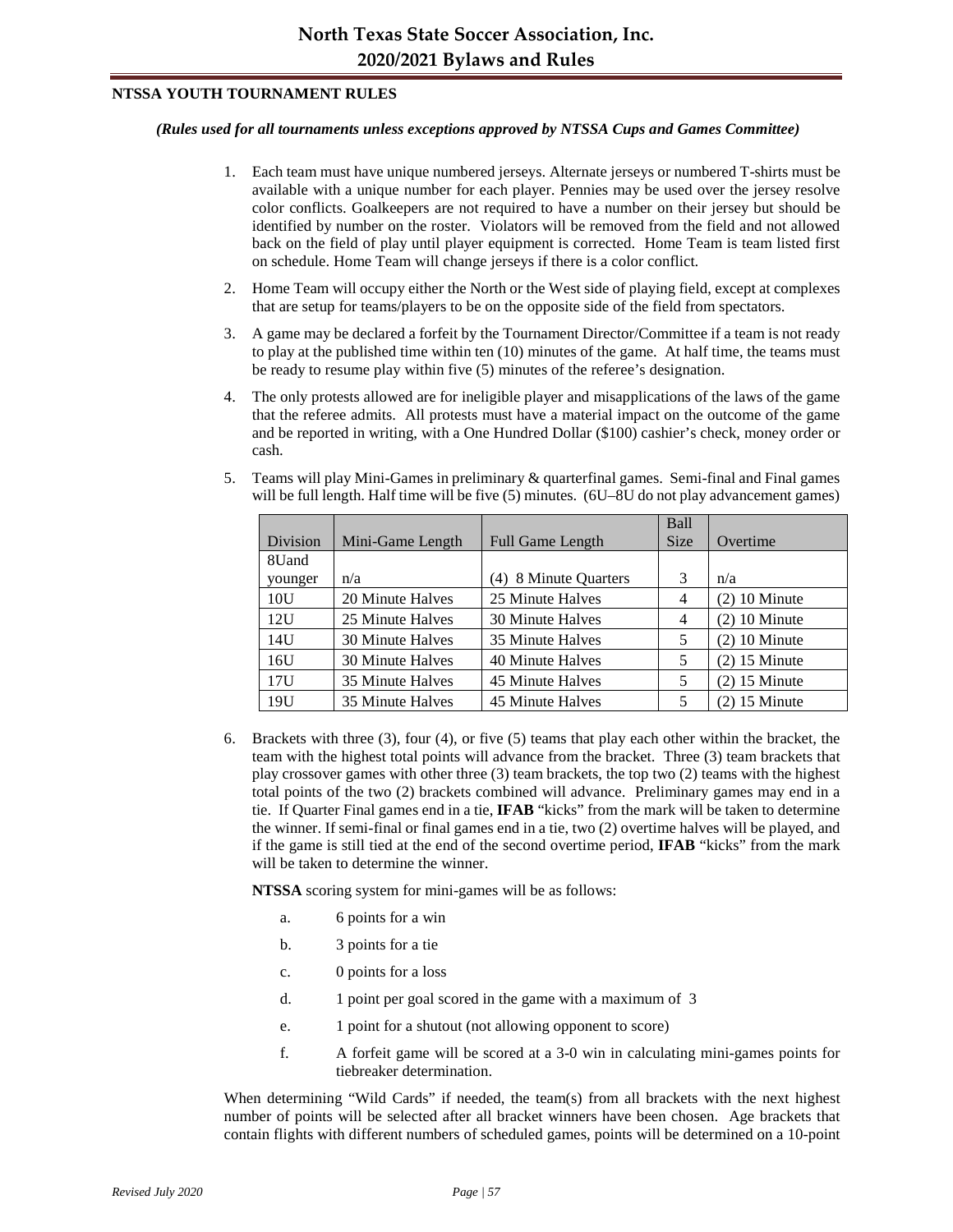## NTSSA YOUTH TOURNAMENT RULES

***(Rules used for all tournaments unless exceptions approved by NTSSA Cups and Games Committee)***

1. Each team must have unique numbered jerseys. Alternate jerseys or numbered T-shirts must be available with a unique number for each player. Pennies may be used over the jersey resolve color conflicts. Goalkeepers are not required to have a number on their jersey but should be identified by number on the roster. Violators will be removed from the field and not allowed back on the field of play until player equipment is corrected. Home Team is team listed first on schedule. Home Team will change jerseys if there is a color conflict.

2. Home Team will occupy either the North or the West side of playing field, except at complexes that are setup for teams/players to be on the opposite side of the field from spectators.

3. A game may be declared a forfeit by the Tournament Director/Committee if a team is not ready to play at the published time within ten (10) minutes of the game. At half time, the teams must be ready to resume play within five (5) minutes of the referee's designation.

4. The only protests allowed are for ineligible player and misapplications of the laws of the game that the referee admits. All protests must have a material impact on the outcome of the game and be reported in writing, with a One Hundred Dollar ($100) cashier's check, money order or cash.

5. Teams will play Mini-Games in preliminary & quarterfinal games. Semi-final and Final games will be full length. Half time will be five (5) minutes. (6U–8U do not play advancement games)

| Division | Mini-Game Length | Full Game Length | Ball Size | Overtime |
|---|---|---|---|---|
| 8Uand younger | n/a | (4) 8 Minute Quarters | 3 | n/a |
| 10U | 20 Minute Halves | 25 Minute Halves | 4 | (2) 10 Minute |
| 12U | 25 Minute Halves | 30 Minute Halves | 4 | (2) 10 Minute |
| 14U | 30 Minute Halves | 35 Minute Halves | 5 | (2) 10 Minute |
| 16U | 30 Minute Halves | 40 Minute Halves | 5 | (2) 15 Minute |
| 17U | 35 Minute Halves | 45 Minute Halves | 5 | (2) 15 Minute |
| 19U | 35 Minute Halves | 45 Minute Halves | 5 | (2) 15 Minute |

6. Brackets with three (3), four (4), or five (5) teams that play each other within the bracket, the team with the highest total points will advance from the bracket. Three (3) team brackets that play crossover games with other three (3) team brackets, the top two (2) teams with the highest total points of the two (2) brackets combined will advance. Preliminary games may end in a tie. If Quarter Final games end in a tie, **IFAB** "kicks" from the mark will be taken to determine the winner. If semi-final or final games end in a tie, two (2) overtime halves will be played, and if the game is still tied at the end of the second overtime period, **IFAB** "kicks" from the mark will be taken to determine the winner.

   **NTSSA** scoring system for mini-games will be as follows:

   a. 6 points for a win
   b. 3 points for a tie
   c. 0 points for a loss
   d. 1 point per goal scored in the game with a maximum of 3
   e. 1 point for a shutout (not allowing opponent to score)
   f. A forfeit game will be scored at a 3-0 win in calculating mini-games points for tiebreaker determination.

When determining "Wild Cards" if needed, the team(s) from all brackets with the next highest number of points will be selected after all bracket winners have been chosen. Age brackets that contain flights with different numbers of scheduled games, points will be determined on a 10-point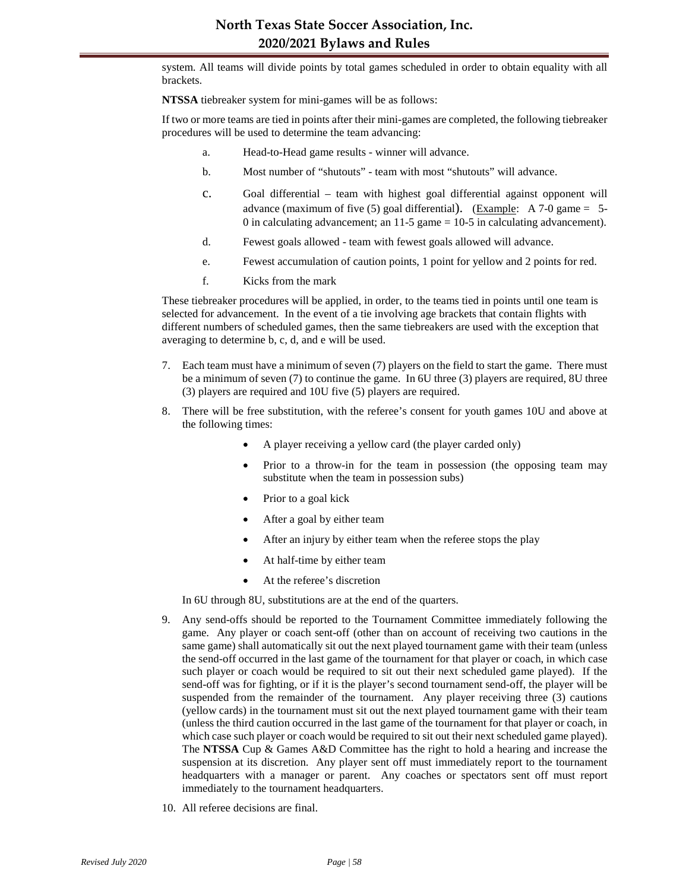system. All teams will divide points by total games scheduled in order to obtain equality with all brackets.

**NTSSA** tiebreaker system for mini-games will be as follows:

If two or more teams are tied in points after their mini-games are completed, the following tiebreaker procedures will be used to determine the team advancing:

a. Head-to-Head game results - winner will advance.

b. Most number of "shutouts" - team with most "shutouts" will advance.

c. Goal differential – team with highest goal differential against opponent will advance (maximum of five (5) goal differential). (Example: A 7-0 game = 5-0 in calculating advancement; an 11-5 game = 10-5 in calculating advancement).

d. Fewest goals allowed - team with fewest goals allowed will advance.

e. Fewest accumulation of caution points, 1 point for yellow and 2 points for red.

f. Kicks from the mark

These tiebreaker procedures will be applied, in order, to the teams tied in points until one team is selected for advancement. In the event of a tie involving age brackets that contain flights with different numbers of scheduled games, then the same tiebreakers are used with the exception that averaging to determine b, c, d, and e will be used.

7. Each team must have a minimum of seven (7) players on the field to start the game. There must be a minimum of seven (7) to continue the game. In 6U three (3) players are required, 8U three (3) players are required and 10U five (5) players are required.

8. There will be free substitution, with the referee's consent for youth games 10U and above at the following times:

   - A player receiving a yellow card (the player carded only)
   - Prior to a throw-in for the team in possession (the opposing team may substitute when the team in possession subs)
   - Prior to a goal kick
   - After a goal by either team
   - After an injury by either team when the referee stops the play
   - At half-time by either team
   - At the referee's discretion

   In 6U through 8U, substitutions are at the end of the quarters.

9. Any send-offs should be reported to the Tournament Committee immediately following the game. Any player or coach sent-off (other than on account of receiving two cautions in the same game) shall automatically sit out the next played tournament game with their team (unless the send-off occurred in the last game of the tournament for that player or coach, in which case such player or coach would be required to sit out their next scheduled game played). If the send-off was for fighting, or if it is the player's second tournament send-off, the player will be suspended from the remainder of the tournament. Any player receiving three (3) cautions (yellow cards) in the tournament must sit out the next played tournament game with their team (unless the third caution occurred in the last game of the tournament for that player or coach, in which case such player or coach would be required to sit out their next scheduled game played). The **NTSSA** Cup & Games A&D Committee has the right to hold a hearing and increase the suspension at its discretion. Any player sent off must immediately report to the tournament headquarters with a manager or parent. Any coaches or spectators sent off must report immediately to the tournament headquarters.

10. All referee decisions are final.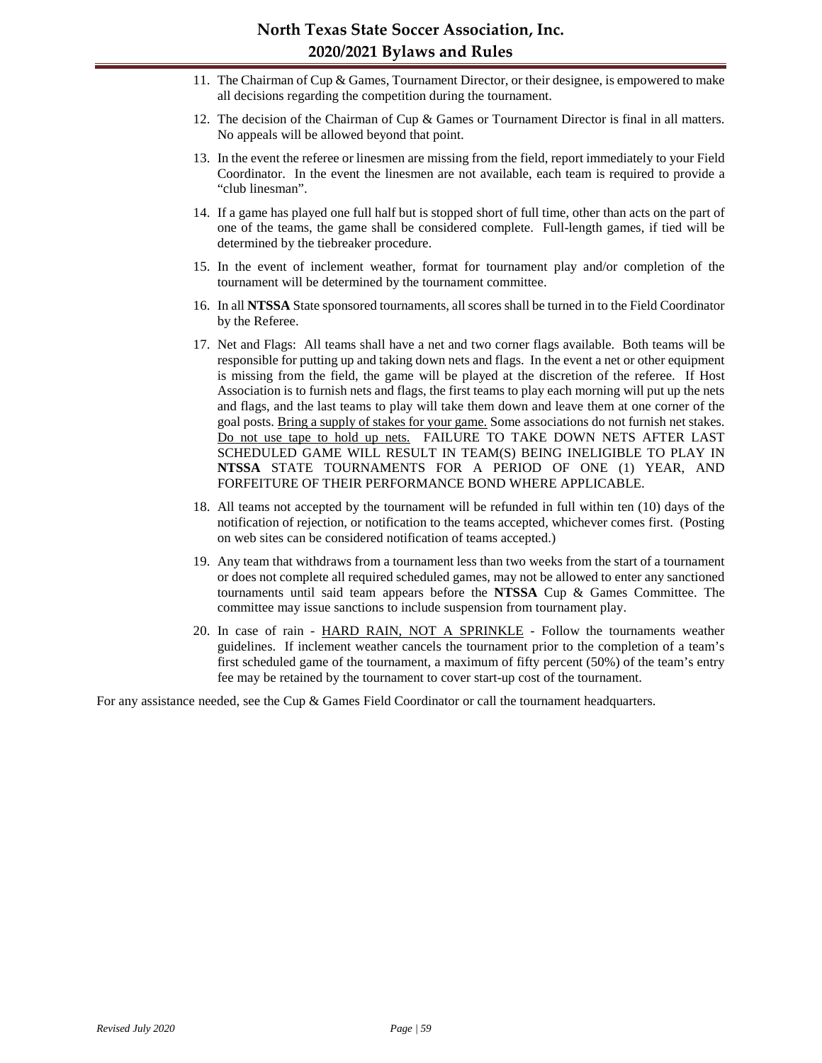11. The Chairman of Cup & Games, Tournament Director, or their designee, is empowered to make all decisions regarding the competition during the tournament.
12. The decision of the Chairman of Cup & Games or Tournament Director is final in all matters. No appeals will be allowed beyond that point.
13. In the event the referee or linesmen are missing from the field, report immediately to your Field Coordinator. In the event the linesmen are not available, each team is required to provide a "club linesman".
14. If a game has played one full half but is stopped short of full time, other than acts on the part of one of the teams, the game shall be considered complete. Full-length games, if tied will be determined by the tiebreaker procedure.
15. In the event of inclement weather, format for tournament play and/or completion of the tournament will be determined by the tournament committee.
16. In all **NTSSA** State sponsored tournaments, all scores shall be turned in to the Field Coordinator by the Referee.
17. Net and Flags: All teams shall have a net and two corner flags available. Both teams will be responsible for putting up and taking down nets and flags. In the event a net or other equipment is missing from the field, the game will be played at the discretion of the referee. If Host Association is to furnish nets and flags, the first teams to play each morning will put up the nets and flags, and the last teams to play will take them down and leave them at one corner of the goal posts. <u>Bring a supply of stakes for your game.</u> Some associations do not furnish net stakes. <u>Do not use tape to hold up nets.</u> FAILURE TO TAKE DOWN NETS AFTER LAST SCHEDULED GAME WILL RESULT IN TEAM(S) BEING INELIGIBLE TO PLAY IN **NTSSA** STATE TOURNAMENTS FOR A PERIOD OF ONE (1) YEAR, AND FORFEITURE OF THEIR PERFORMANCE BOND WHERE APPLICABLE.
18. All teams not accepted by the tournament will be refunded in full within ten (10) days of the notification of rejection, or notification to the teams accepted, whichever comes first. (Posting on web sites can be considered notification of teams accepted.)
19. Any team that withdraws from a tournament less than two weeks from the start of a tournament or does not complete all required scheduled games, may not be allowed to enter any sanctioned tournaments until said team appears before the **NTSSA** Cup & Games Committee. The committee may issue sanctions to include suspension from tournament play.
20. In case of rain - <u>HARD RAIN, NOT A SPRINKLE</u> - Follow the tournaments weather guidelines. If inclement weather cancels the tournament prior to the completion of a team's first scheduled game of the tournament, a maximum of fifty percent (50%) of the team's entry fee may be retained by the tournament to cover start-up cost of the tournament.

For any assistance needed, see the Cup & Games Field Coordinator or call the tournament headquarters.